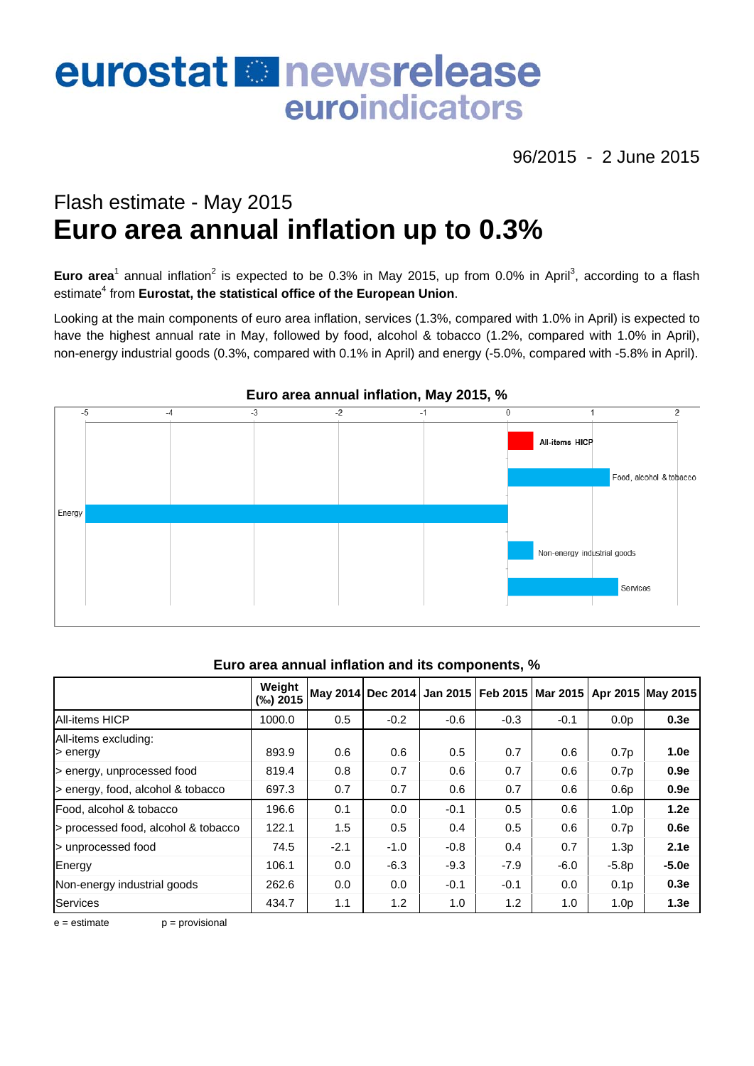# eurostat newsrelease euroindicators

96/2015 - 2 June 2015

## Flash estimate - May 2015

# Euro area annual inflation up to 0.3%

**Euro area**[1] annual inflation[2] is expected to be 0.3% in May 2015, up from 0.0% in April[3], according to a flash estimate[4] from **Eurostat, the statistical office of the European Union**.

Looking at the main components of euro area inflation, services (1.3%, compared with 1.0% in April) is expected to have the highest annual rate in May, followed by food, alcohol & tobacco (1.2%, compared with 1.0% in April), non-energy industrial goods (0.3%, compared with 0.1% in April) and energy (-5.0%, compared with -5.8% in April).

**Euro area annual inflation, May 2015, %**

**Euro area annual inflation and its components, %**

| | Weight (‰) 2015 | May 2014 | Dec 2014 | Jan 2015 | Feb 2015 | Mar 2015 | Apr 2015 | May 2015 |
|---|---|---|---|---|---|---|---|---|
| All-items HICP | 1000.0 | 0.5 | -0.2 | -0.6 | -0.3 | -0.1 | 0.0p | **0.3e** |
| All-items excluding: > energy | 893.9 | 0.6 | 0.6 | 0.5 | 0.7 | 0.6 | 0.7p | **1.0e** |
| > energy, unprocessed food | 819.4 | 0.8 | 0.7 | 0.6 | 0.7 | 0.6 | 0.7p | **0.9e** |
| > energy, food, alcohol & tobacco | 697.3 | 0.7 | 0.7 | 0.6 | 0.7 | 0.6 | 0.6p | **0.9e** |
| Food, alcohol & tobacco | 196.6 | 0.1 | 0.0 | -0.1 | 0.5 | 0.6 | 1.0p | **1.2e** |
| > processed food, alcohol & tobacco | 122.1 | 1.5 | 0.5 | 0.4 | 0.5 | 0.6 | 0.7p | **0.6e** |
| > unprocessed food | 74.5 | -2.1 | -1.0 | -0.8 | 0.4 | 0.7 | 1.3p | **2.1e** |
| Energy | 106.1 | 0.0 | -6.3 | -9.3 | -7.9 | -6.0 | -5.8p | **-5.0e** |
| Non-energy industrial goods | 262.6 | 0.0 | 0.0 | -0.1 | -0.1 | 0.0 | 0.1p | **0.3e** |
| Services | 434.7 | 1.1 | 1.2 | 1.0 | 1.2 | 1.0 | 1.0p | **1.3e** |

e = estimate p = provisional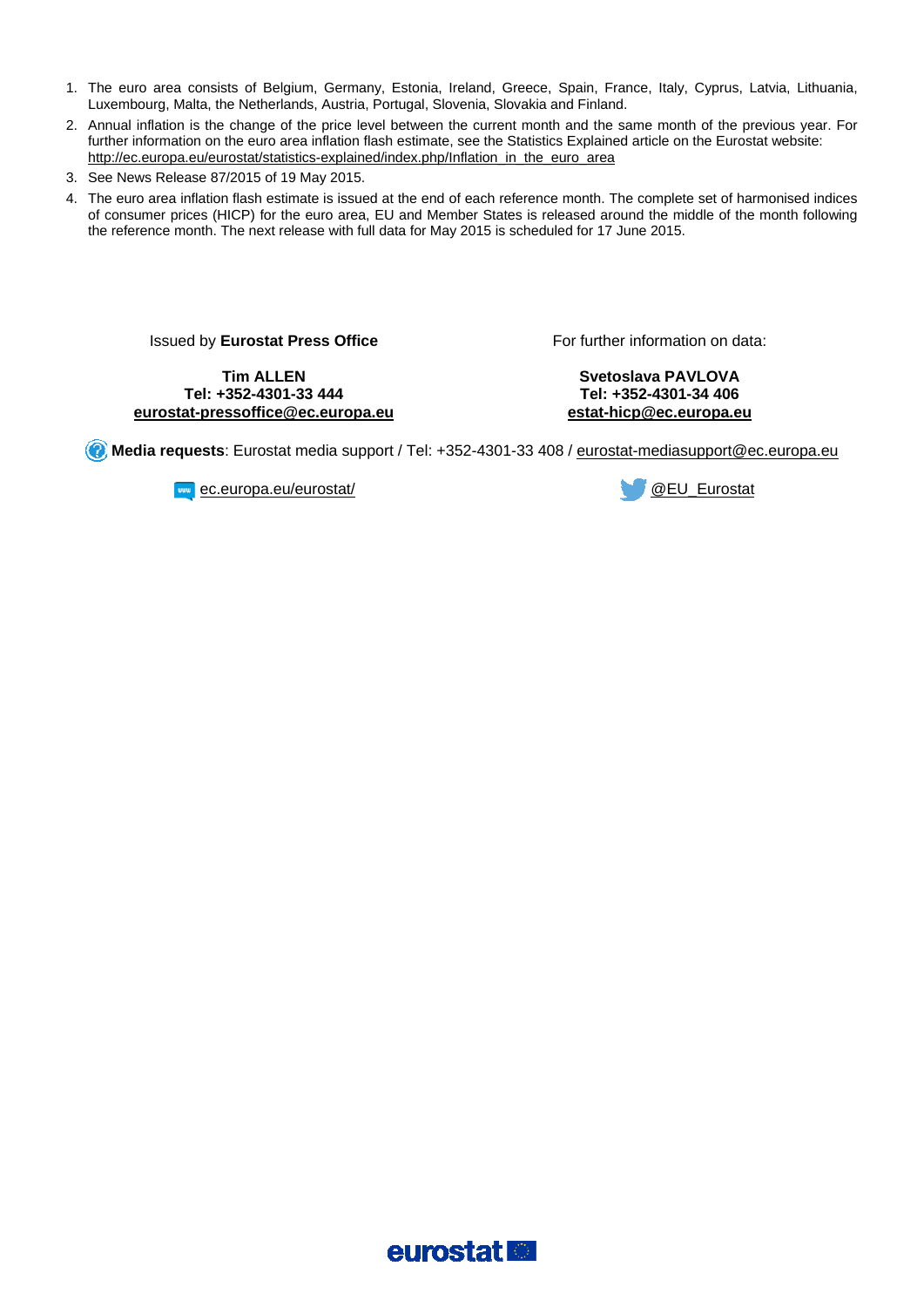1. The euro area consists of Belgium, Germany, Estonia, Ireland, Greece, Spain, France, Italy, Cyprus, Latvia, Lithuania, Luxembourg, Malta, the Netherlands, Austria, Portugal, Slovenia, Slovakia and Finland.
2. Annual inflation is the change of the price level between the current month and the same month of the previous year. For further information on the euro area inflation flash estimate, see the Statistics Explained article on the Eurostat website: http://ec.europa.eu/eurostat/statistics-explained/index.php/Inflation_in_the_euro_area
3. See News Release 87/2015 of 19 May 2015.
4. The euro area inflation flash estimate is issued at the end of each reference month. The complete set of harmonised indices of consumer prices (HICP) for the euro area, EU and Member States is released around the middle of the month following the reference month. The next release with full data for May 2015 is scheduled for 17 June 2015.

Issued by **Eurostat Press Office**

**Tim ALLEN**
**Tel: +352-4301-33 444**
**eurostat-pressoffice@ec.europa.eu**

For further information on data:

**Svetoslava PAVLOVA**
**Tel: +352-4301-34 406**
**estat-hicp@ec.europa.eu**

**Media requests**: Eurostat media support / Tel: +352-4301-33 408 / eurostat-mediasupport@ec.europa.eu

ec.europa.eu/eurostat/

@EU_Eurostat

eurostat